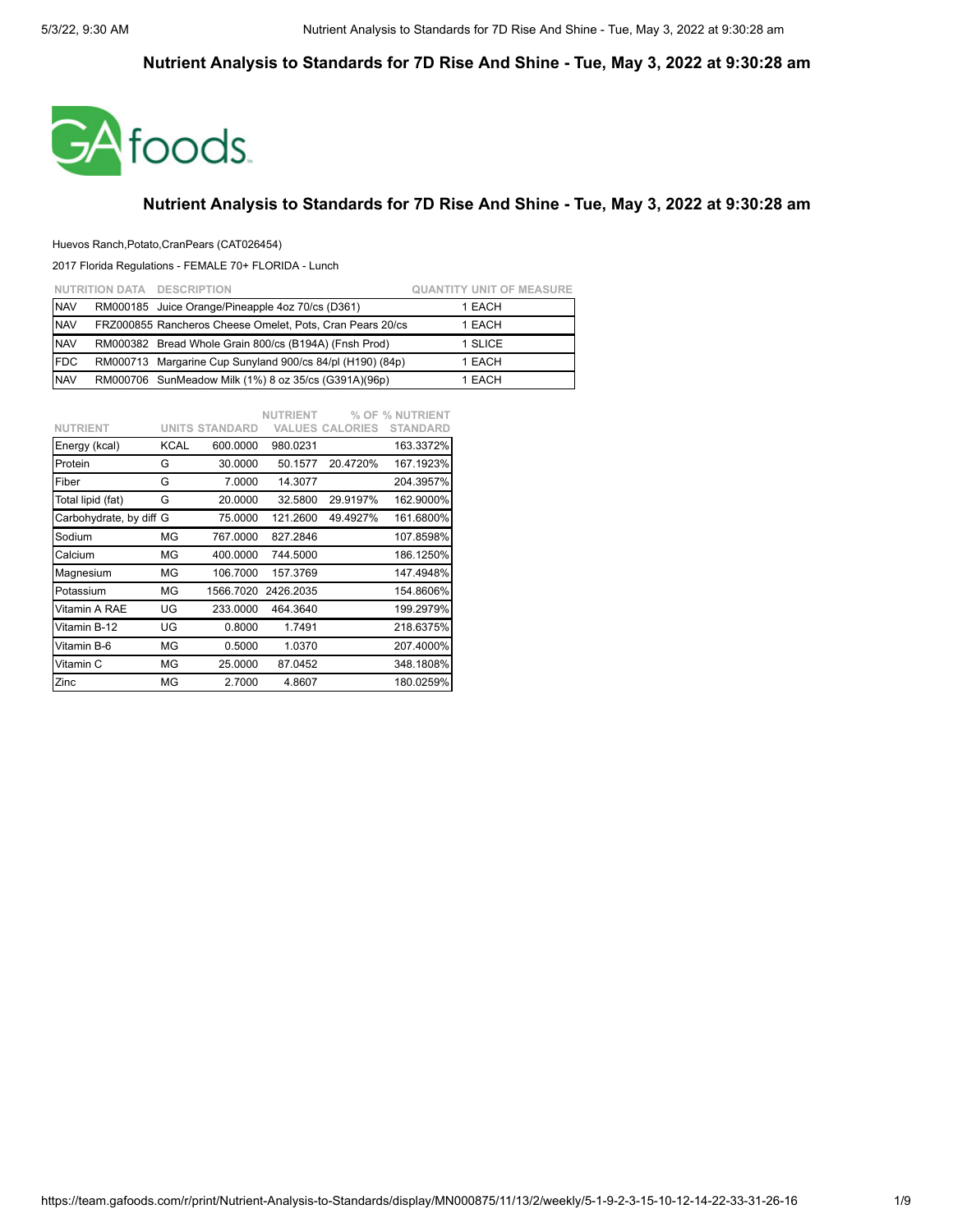# Nutrient Analysis to Standards for 7D Rise And Shine - Tue, May 3, 2022 at 9:30:28 am

GA foods

## Nutrient Analysis to Standards for 7D Rise And Shine - Tue, May 3, 2022 at 9:30:28 am

Huevos Ranch,Potato,CranPears (CAT026454)

2017 Florida Regulations - FEMALE 70+ FLORIDA - Lunch

| NUTRITION DATA | DESCRIPTION | QUANTITY | UNIT OF MEASURE |
|---|---|---|---|
| NAV | RM000185 Juice Orange/Pineapple 4oz 70/cs (D361) | 1 | EACH |
| NAV | FRZ000855 Rancheros Cheese Omelet, Pots, Cran Pears 20/cs | 1 | EACH |
| NAV | RM000382 Bread Whole Grain 800/cs (B194A) (Fnsh Prod) | 1 | SLICE |
| FDC | RM000713 Margarine Cup Sunyland 900/cs 84/pl (H190) (84p) | 1 | EACH |
| NAV | RM000706 SunMeadow Milk (1%) 8 oz 35/cs (G391A)(96p) | 1 | EACH |

| NUTRIENT | UNITS | STANDARD | NUTRIENT VALUES | % OF CALORIES | % NUTRIENT STANDARD |
|---|---|---|---|---|---|
| Energy (kcal) | KCAL | 600.0000 | 980.0231 | | 163.3372% |
| Protein | G | 30.0000 | 50.1577 | 20.4720% | 167.1923% |
| Fiber | G | 7.0000 | 14.3077 | | 204.3957% |
| Total lipid (fat) | G | 20.0000 | 32.5800 | 29.9197% | 162.9000% |
| Carbohydrate, by diff | G | 75.0000 | 121.2600 | 49.4927% | 161.6800% |
| Sodium | MG | 767.0000 | 827.2846 | | 107.8598% |
| Calcium | MG | 400.0000 | 744.5000 | | 186.1250% |
| Magnesium | MG | 106.7000 | 157.3769 | | 147.4948% |
| Potassium | MG | 1566.7020 | 2426.2035 | | 154.8606% |
| Vitamin A RAE | UG | 233.0000 | 464.3640 | | 199.2979% |
| Vitamin B-12 | UG | 0.8000 | 1.7491 | | 218.6375% |
| Vitamin B-6 | MG | 0.5000 | 1.0370 | | 207.4000% |
| Vitamin C | MG | 25.0000 | 87.0452 | | 348.1808% |
| Zinc | MG | 2.7000 | 4.8607 | | 180.0259% |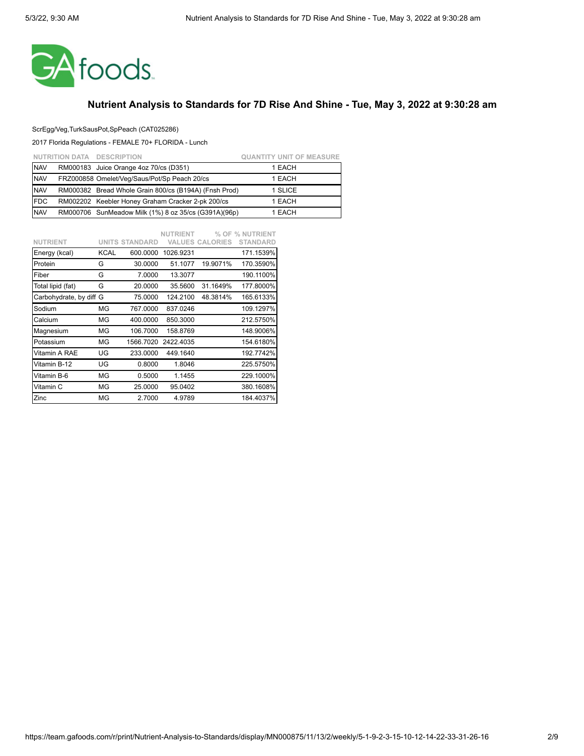## Nutrient Analysis to Standards for 7D Rise And Shine - Tue, May 3, 2022 at 9:30:28 am

ScrEgg/Veg,TurkSausPot,SpPeach (CAT025286)

2017 Florida Regulations - FEMALE 70+ FLORIDA - Lunch

| NUTRITION DATA | DESCRIPTION | QUANTITY | UNIT OF MEASURE |
|---|---|---|---|
| NAV | RM000183 Juice Orange 4oz 70/cs (D351) | 1 | EACH |
| NAV | FRZ000858 Omelet/Veg/Saus/Pot/Sp Peach 20/cs | 1 | EACH |
| NAV | RM000382 Bread Whole Grain 800/cs (B194A) (Fnsh Prod) | 1 | SLICE |
| FDC | RM002202 Keebler Honey Graham Cracker 2-pk 200/cs | 1 | EACH |
| NAV | RM000706 SunMeadow Milk (1%) 8 oz 35/cs (G391A)(96p) | 1 | EACH |

| NUTRIENT | UNITS | STANDARD | NUTRIENT VALUES | % OF CALORIES | % NUTRIENT STANDARD |
|---|---|---|---|---|---|
| Energy (kcal) | KCAL | 600.0000 | 1026.9231 | | 171.1539% |
| Protein | G | 30.0000 | 51.1077 | 19.9071% | 170.3590% |
| Fiber | G | 7.0000 | 13.3077 | | 190.1100% |
| Total lipid (fat) | G | 20.0000 | 35.5600 | 31.1649% | 177.8000% |
| Carbohydrate, by diff | G | 75.0000 | 124.2100 | 48.3814% | 165.6133% |
| Sodium | MG | 767.0000 | 837.0246 | | 109.1297% |
| Calcium | MG | 400.0000 | 850.3000 | | 212.5750% |
| Magnesium | MG | 106.7000 | 158.8769 | | 148.9006% |
| Potassium | MG | 1566.7020 | 2422.4035 | | 154.6180% |
| Vitamin A RAE | UG | 233.0000 | 449.1640 | | 192.7742% |
| Vitamin B-12 | UG | 0.8000 | 1.8046 | | 225.5750% |
| Vitamin B-6 | MG | 0.5000 | 1.1455 | | 229.1000% |
| Vitamin C | MG | 25.0000 | 95.0402 | | 380.1608% |
| Zinc | MG | 2.7000 | 4.9789 | | 184.4037% |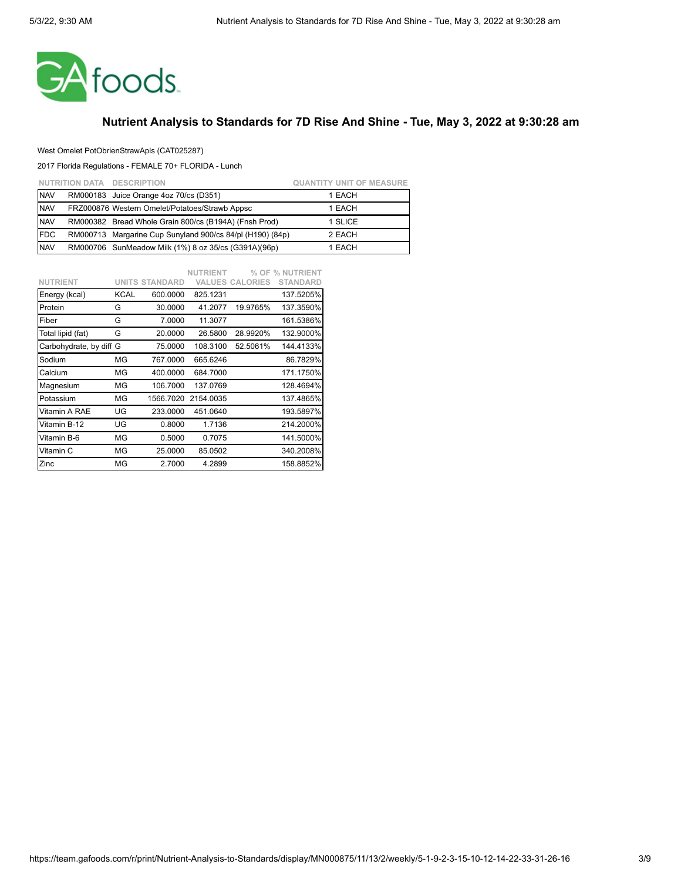# Nutrient Analysis to Standards for 7D Rise And Shine - Tue, May 3, 2022 at 9:30:28 am

West Omelet PotObrienStrawApls (CAT025287)

2017 Florida Regulations - FEMALE 70+ FLORIDA - Lunch

| NUTRITION DATA | DESCRIPTION | QUANTITY UNIT OF MEASURE |
|---|---|---|
| NAV | RM000183 Juice Orange 4oz 70/cs (D351) | 1 EACH |
| NAV | FRZ000876 Western Omelet/Potatoes/Strawb Appsc | 1 EACH |
| NAV | RM000382 Bread Whole Grain 800/cs (B194A) (Fnsh Prod) | 1 SLICE |
| FDC | RM000713 Margarine Cup Sunyland 900/cs 84/pl (H190) (84p) | 2 EACH |
| NAV | RM000706 SunMeadow Milk (1%) 8 oz 35/cs (G391A)(96p) | 1 EACH |

| NUTRIENT | UNITS | STANDARD | NUTRIENT VALUES | % OF CALORIES | % NUTRIENT STANDARD |
|---|---|---|---|---|---|
| Energy (kcal) | KCAL | 600.0000 | 825.1231 | | 137.5205% |
| Protein | G | 30.0000 | 41.2077 | 19.9765% | 137.3590% |
| Fiber | G | 7.0000 | 11.3077 | | 161.5386% |
| Total lipid (fat) | G | 20.0000 | 26.5800 | 28.9920% | 132.9000% |
| Carbohydrate, by diff | G | 75.0000 | 108.3100 | 52.5061% | 144.4133% |
| Sodium | MG | 767.0000 | 665.6246 | | 86.7829% |
| Calcium | MG | 400.0000 | 684.7000 | | 171.1750% |
| Magnesium | MG | 106.7000 | 137.0769 | | 128.4694% |
| Potassium | MG | 1566.7020 | 2154.0035 | | 137.4865% |
| Vitamin A RAE | UG | 233.0000 | 451.0640 | | 193.5897% |
| Vitamin B-12 | UG | 0.8000 | 1.7136 | | 214.2000% |
| Vitamin B-6 | MG | 0.5000 | 0.7075 | | 141.5000% |
| Vitamin C | MG | 25.0000 | 85.0502 | | 340.2008% |
| Zinc | MG | 2.7000 | 4.2899 | | 158.8852% |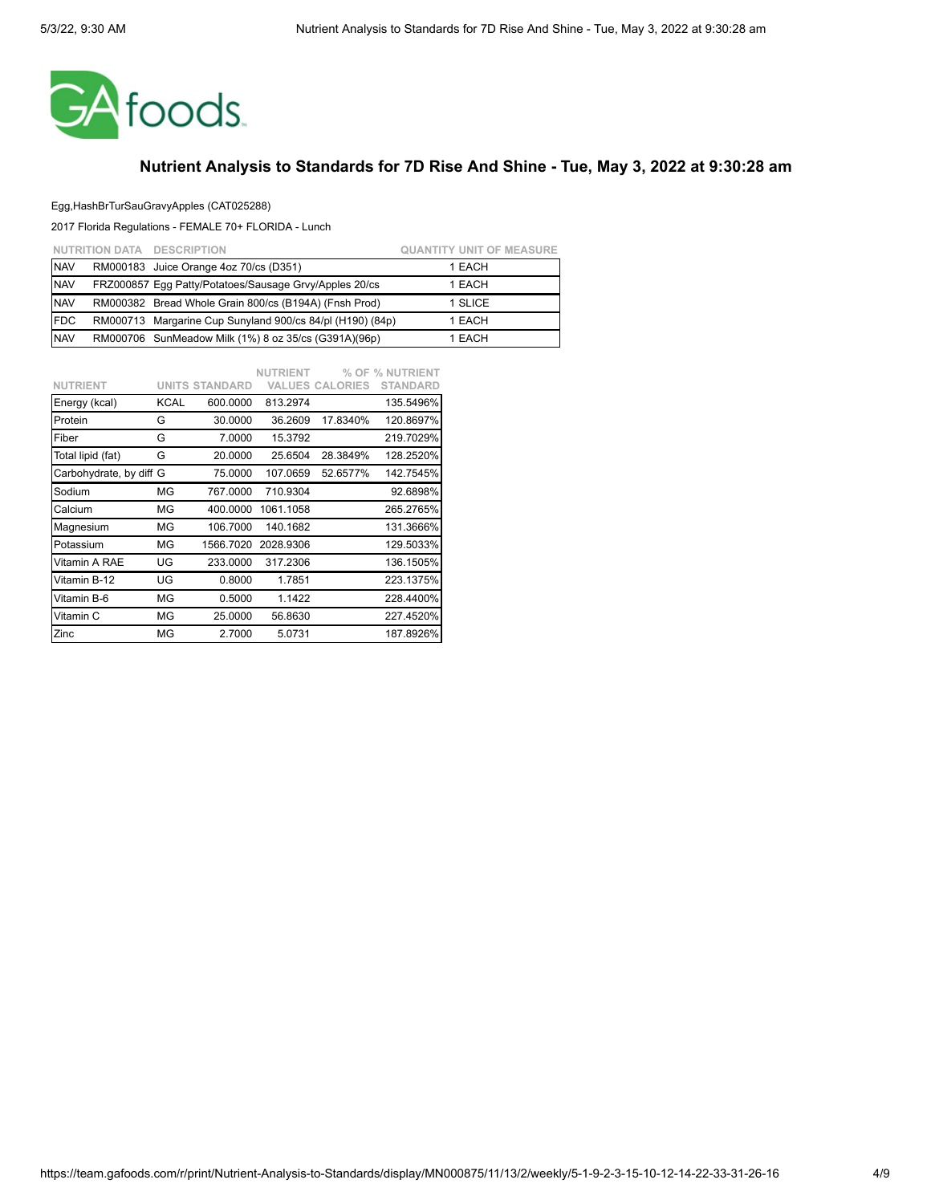# Nutrient Analysis to Standards for 7D Rise And Shine - Tue, May 3, 2022 at 9:30:28 am

Egg,HashBrTurSauGravyApples (CAT025288)

2017 Florida Regulations - FEMALE 70+ FLORIDA - Lunch

| NUTRITION DATA | DESCRIPTION | QUANTITY UNIT OF MEASURE |
|---|---|---|
| NAV | RM000183 Juice Orange 4oz 70/cs (D351) | 1 EACH |
| NAV | FRZ000857 Egg Patty/Potatoes/Sausage Grvy/Apples 20/cs | 1 EACH |
| NAV | RM000382 Bread Whole Grain 800/cs (B194A) (Fnsh Prod) | 1 SLICE |
| FDC | RM000713 Margarine Cup Sunyland 900/cs 84/pl (H190) (84p) | 1 EACH |
| NAV | RM000706 SunMeadow Milk (1%) 8 oz 35/cs (G391A)(96p) | 1 EACH |

| NUTRIENT | UNITS | STANDARD | NUTRIENT VALUES | % OF CALORIES | % NUTRIENT STANDARD |
|---|---|---|---|---|---|
| Energy (kcal) | KCAL | 600.0000 | 813.2974 | | 135.5496% |
| Protein | G | 30.0000 | 36.2609 | 17.8340% | 120.8697% |
| Fiber | G | 7.0000 | 15.3792 | | 219.7029% |
| Total lipid (fat) | G | 20.0000 | 25.6504 | 28.3849% | 128.2520% |
| Carbohydrate, by diff | G | 75.0000 | 107.0659 | 52.6577% | 142.7545% |
| Sodium | MG | 767.0000 | 710.9304 | | 92.6898% |
| Calcium | MG | 400.0000 | 1061.1058 | | 265.2765% |
| Magnesium | MG | 106.7000 | 140.1682 | | 131.3666% |
| Potassium | MG | 1566.7020 | 2028.9306 | | 129.5033% |
| Vitamin A RAE | UG | 233.0000 | 317.2306 | | 136.1505% |
| Vitamin B-12 | UG | 0.8000 | 1.7851 | | 223.1375% |
| Vitamin B-6 | MG | 0.5000 | 1.1422 | | 228.4400% |
| Vitamin C | MG | 25.0000 | 56.8630 | | 227.4520% |
| Zinc | MG | 2.7000 | 5.0731 | | 187.8926% |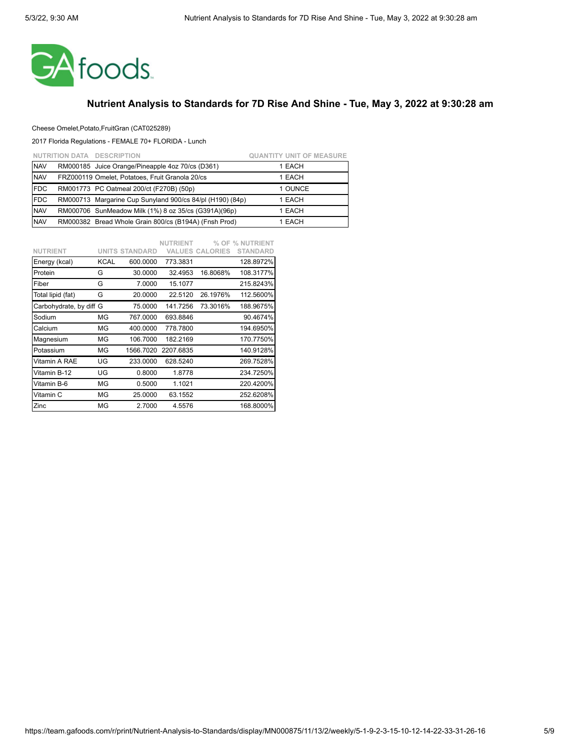## Nutrient Analysis to Standards for 7D Rise And Shine - Tue, May 3, 2022 at 9:30:28 am

Cheese Omelet,Potato,FruitGran (CAT025289)

2017 Florida Regulations - FEMALE 70+ FLORIDA - Lunch

| NUTRITION DATA | DESCRIPTION | QUANTITY UNIT OF MEASURE |
|---|---|---|
| NAV | RM000185 Juice Orange/Pineapple 4oz 70/cs (D361) | 1 EACH |
| NAV | FRZ000119 Omelet, Potatoes, Fruit Granola 20/cs | 1 EACH |
| FDC | RM001773 PC Oatmeal 200/ct (F270B) (50p) | 1 OUNCE |
| FDC | RM000713 Margarine Cup Sunyland 900/cs 84/pl (H190) (84p) | 1 EACH |
| NAV | RM000706 SunMeadow Milk (1%) 8 oz 35/cs (G391A)(96p) | 1 EACH |
| NAV | RM000382 Bread Whole Grain 800/cs (B194A) (Fnsh Prod) | 1 EACH |

| NUTRIENT | UNITS | STANDARD | NUTRIENT VALUES | % OF CALORIES | % NUTRIENT STANDARD |
|---|---|---|---|---|---|
| Energy (kcal) | KCAL | 600.0000 | 773.3831 | | 128.8972% |
| Protein | G | 30.0000 | 32.4953 | 16.8068% | 108.3177% |
| Fiber | G | 7.0000 | 15.1077 | | 215.8243% |
| Total lipid (fat) | G | 20.0000 | 22.5120 | 26.1976% | 112.5600% |
| Carbohydrate, by diff | G | 75.0000 | 141.7256 | 73.3016% | 188.9675% |
| Sodium | MG | 767.0000 | 693.8846 | | 90.4674% |
| Calcium | MG | 400.0000 | 778.7800 | | 194.6950% |
| Magnesium | MG | 106.7000 | 182.2169 | | 170.7750% |
| Potassium | MG | 1566.7020 | 2207.6835 | | 140.9128% |
| Vitamin A RAE | UG | 233.0000 | 628.5240 | | 269.7528% |
| Vitamin B-12 | UG | 0.8000 | 1.8778 | | 234.7250% |
| Vitamin B-6 | MG | 0.5000 | 1.1021 | | 220.4200% |
| Vitamin C | MG | 25.0000 | 63.1552 | | 252.6208% |
| Zinc | MG | 2.7000 | 4.5576 | | 168.8000% |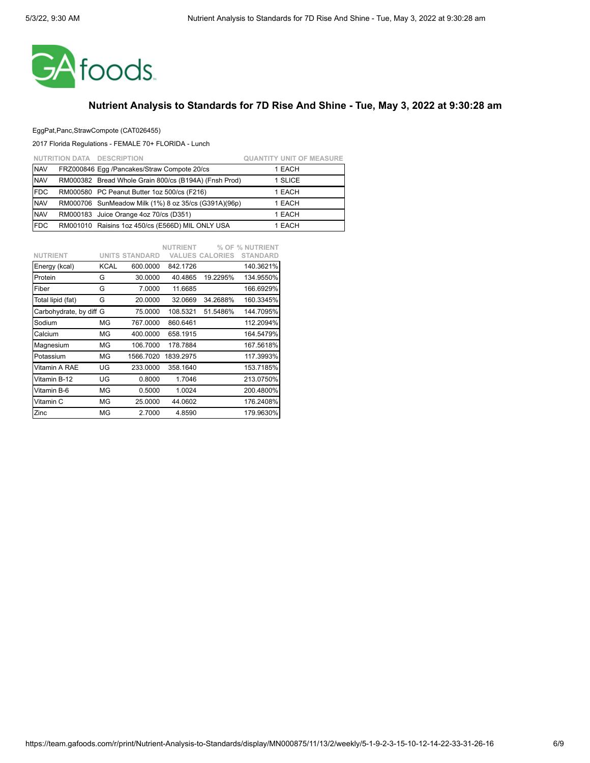## Nutrient Analysis to Standards for 7D Rise And Shine - Tue, May 3, 2022 at 9:30:28 am

EggPat,Panc,StrawCompote (CAT026455)

2017 Florida Regulations - FEMALE 70+ FLORIDA - Lunch

| NUTRITION DATA | DESCRIPTION | QUANTITY UNIT OF MEASURE |
|---|---|---|
| NAV | FRZ000846 Egg /Pancakes/Straw Compote 20/cs | 1 EACH |
| NAV | RM000382 Bread Whole Grain 800/cs (B194A) (Fnsh Prod) | 1 SLICE |
| FDC | RM000580 PC Peanut Butter 1oz 500/cs (F216) | 1 EACH |
| NAV | RM000706 SunMeadow Milk (1%) 8 oz 35/cs (G391A)(96p) | 1 EACH |
| NAV | RM000183 Juice Orange 4oz 70/cs (D351) | 1 EACH |
| FDC | RM001010 Raisins 1oz 450/cs (E566D) MIL ONLY USA | 1 EACH |

| NUTRIENT | UNITS | STANDARD | NUTRIENT VALUES | % OF CALORIES | % NUTRIENT STANDARD |
|---|---|---|---|---|---|
| Energy (kcal) | KCAL | 600.0000 | 842.1726 | | 140.3621% |
| Protein | G | 30.0000 | 40.4865 | 19.2295% | 134.9550% |
| Fiber | G | 7.0000 | 11.6685 | | 166.6929% |
| Total lipid (fat) | G | 20.0000 | 32.0669 | 34.2688% | 160.3345% |
| Carbohydrate, by diff | G | 75.0000 | 108.5321 | 51.5486% | 144.7095% |
| Sodium | MG | 767.0000 | 860.6461 | | 112.2094% |
| Calcium | MG | 400.0000 | 658.1915 | | 164.5479% |
| Magnesium | MG | 106.7000 | 178.7884 | | 167.5618% |
| Potassium | MG | 1566.7020 | 1839.2975 | | 117.3993% |
| Vitamin A RAE | UG | 233.0000 | 358.1640 | | 153.7185% |
| Vitamin B-12 | UG | 0.8000 | 1.7046 | | 213.0750% |
| Vitamin B-6 | MG | 0.5000 | 1.0024 | | 200.4800% |
| Vitamin C | MG | 25.0000 | 44.0602 | | 176.2408% |
| Zinc | MG | 2.7000 | 4.8590 | | 179.9630% |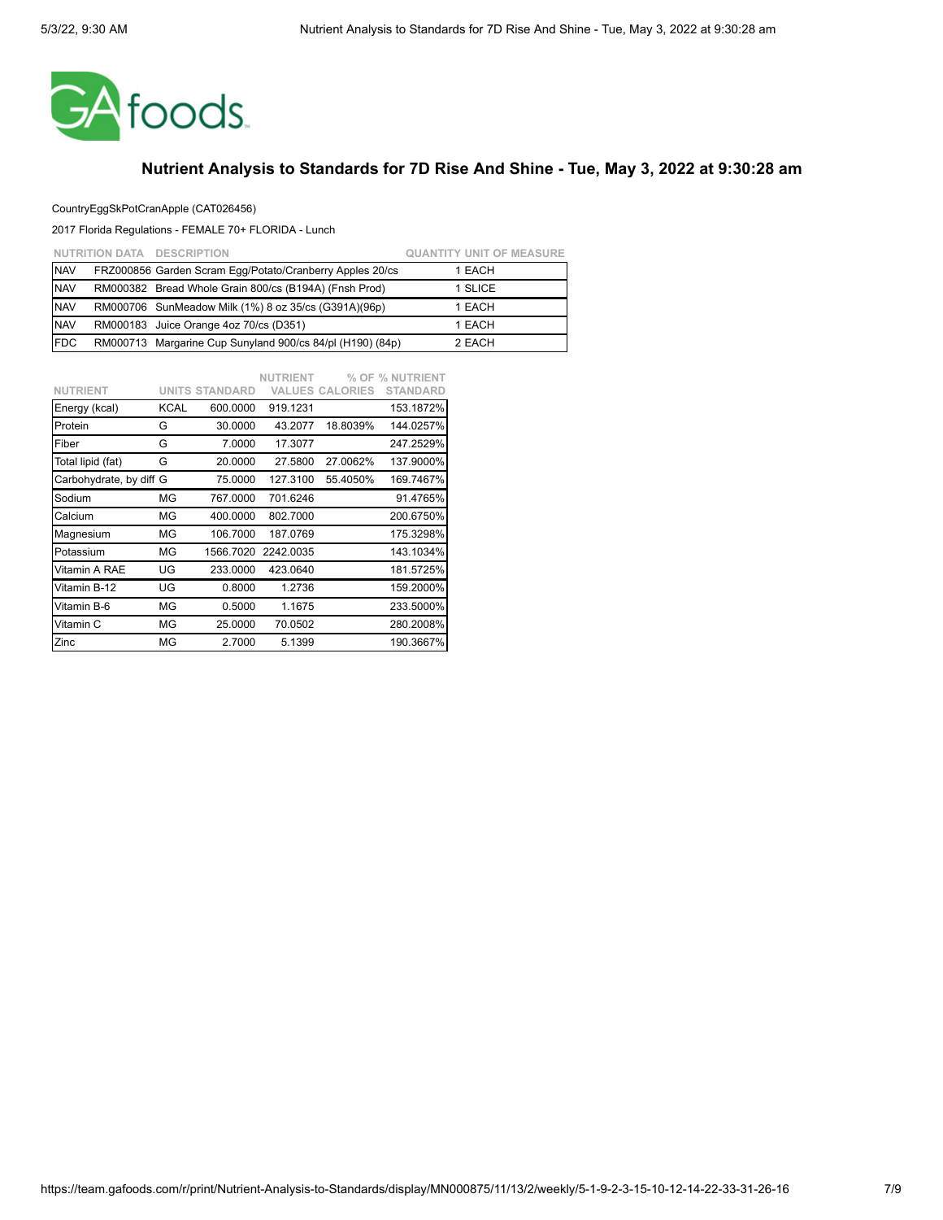GA foods

## Nutrient Analysis to Standards for 7D Rise And Shine - Tue, May 3, 2022 at 9:30:28 am

CountryEggSkPotCranApple (CAT026456)

2017 Florida Regulations - FEMALE 70+ FLORIDA - Lunch

| NUTRITION DATA | DESCRIPTION | QUANTITY | UNIT OF MEASURE |
|---|---|---|---|
| NAV | FRZ000856 Garden Scram Egg/Potato/Cranberry Apples 20/cs | 1 | EACH |
| NAV | RM000382 Bread Whole Grain 800/cs (B194A) (Fnsh Prod) | 1 | SLICE |
| NAV | RM000706 SunMeadow Milk (1%) 8 oz 35/cs (G391A)(96p) | 1 | EACH |
| NAV | RM000183 Juice Orange 4oz 70/cs (D351) | 1 | EACH |
| FDC | RM000713 Margarine Cup Sunyland 900/cs 84/pl (H190) (84p) | 2 | EACH |

| NUTRIENT | UNITS | STANDARD | NUTRIENT VALUES | % OF CALORIES | % NUTRIENT STANDARD |
|---|---|---|---|---|---|
| Energy (kcal) | KCAL | 600.0000 | 919.1231 | | 153.1872% |
| Protein | G | 30.0000 | 43.2077 | 18.8039% | 144.0257% |
| Fiber | G | 7.0000 | 17.3077 | | 247.2529% |
| Total lipid (fat) | G | 20.0000 | 27.5800 | 27.0062% | 137.9000% |
| Carbohydrate, by diff | G | 75.0000 | 127.3100 | 55.4050% | 169.7467% |
| Sodium | MG | 767.0000 | 701.6246 | | 91.4765% |
| Calcium | MG | 400.0000 | 802.7000 | | 200.6750% |
| Magnesium | MG | 106.7000 | 187.0769 | | 175.3298% |
| Potassium | MG | 1566.7020 | 2242.0035 | | 143.1034% |
| Vitamin A RAE | UG | 233.0000 | 423.0640 | | 181.5725% |
| Vitamin B-12 | UG | 0.8000 | 1.2736 | | 159.2000% |
| Vitamin B-6 | MG | 0.5000 | 1.1675 | | 233.5000% |
| Vitamin C | MG | 25.0000 | 70.0502 | | 280.2008% |
| Zinc | MG | 2.7000 | 5.1399 | | 190.3667% |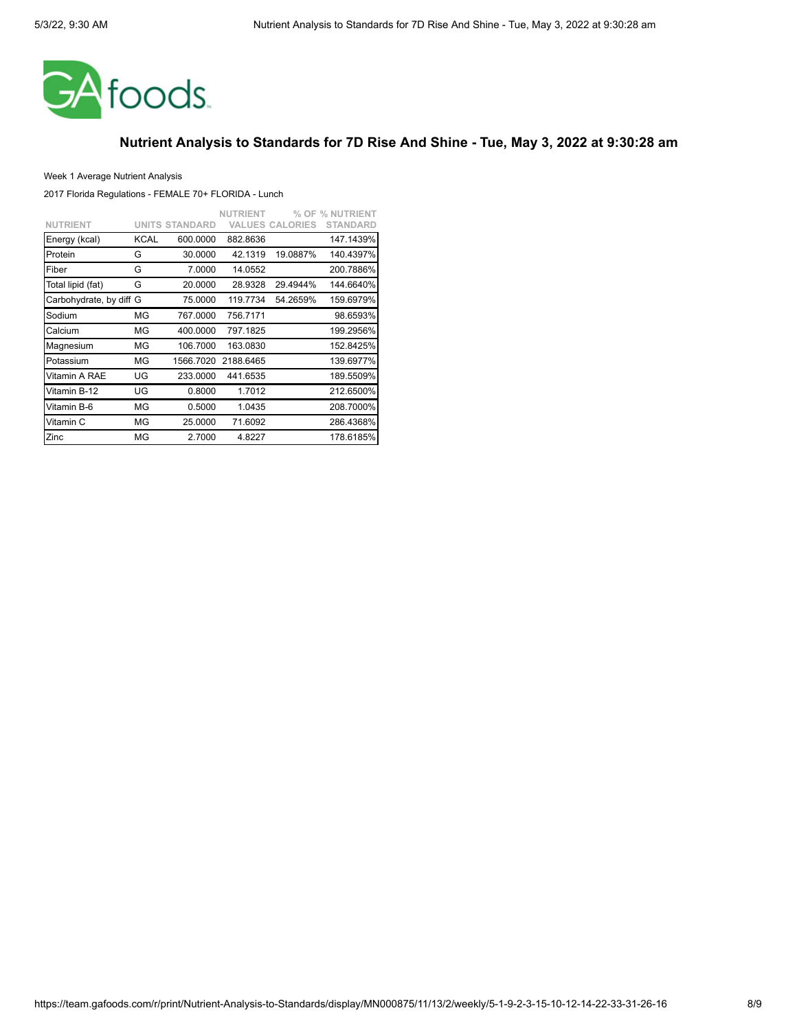## Nutrient Analysis to Standards for 7D Rise And Shine - Tue, May 3, 2022 at 9:30:28 am

Week 1 Average Nutrient Analysis

2017 Florida Regulations - FEMALE 70+ FLORIDA - Lunch

| NUTRIENT | UNITS | STANDARD | NUTRIENT VALUES | % OF CALORIES | % NUTRIENT STANDARD |
|---|---|---|---|---|---|
| Energy (kcal) | KCAL | 600.0000 | 882.8636 | | 147.1439% |
| Protein | G | 30.0000 | 42.1319 | 19.0887% | 140.4397% |
| Fiber | G | 7.0000 | 14.0552 | | 200.7886% |
| Total lipid (fat) | G | 20.0000 | 28.9328 | 29.4944% | 144.6640% |
| Carbohydrate, by diff | G | 75.0000 | 119.7734 | 54.2659% | 159.6979% |
| Sodium | MG | 767.0000 | 756.7171 | | 98.6593% |
| Calcium | MG | 400.0000 | 797.1825 | | 199.2956% |
| Magnesium | MG | 106.7000 | 163.0830 | | 152.8425% |
| Potassium | MG | 1566.7020 | 2188.6465 | | 139.6977% |
| Vitamin A RAE | UG | 233.0000 | 441.6535 | | 189.5509% |
| Vitamin B-12 | UG | 0.8000 | 1.7012 | | 212.6500% |
| Vitamin B-6 | MG | 0.5000 | 1.0435 | | 208.7000% |
| Vitamin C | MG | 25.0000 | 71.6092 | | 286.4368% |
| Zinc | MG | 2.7000 | 4.8227 | | 178.6185% |